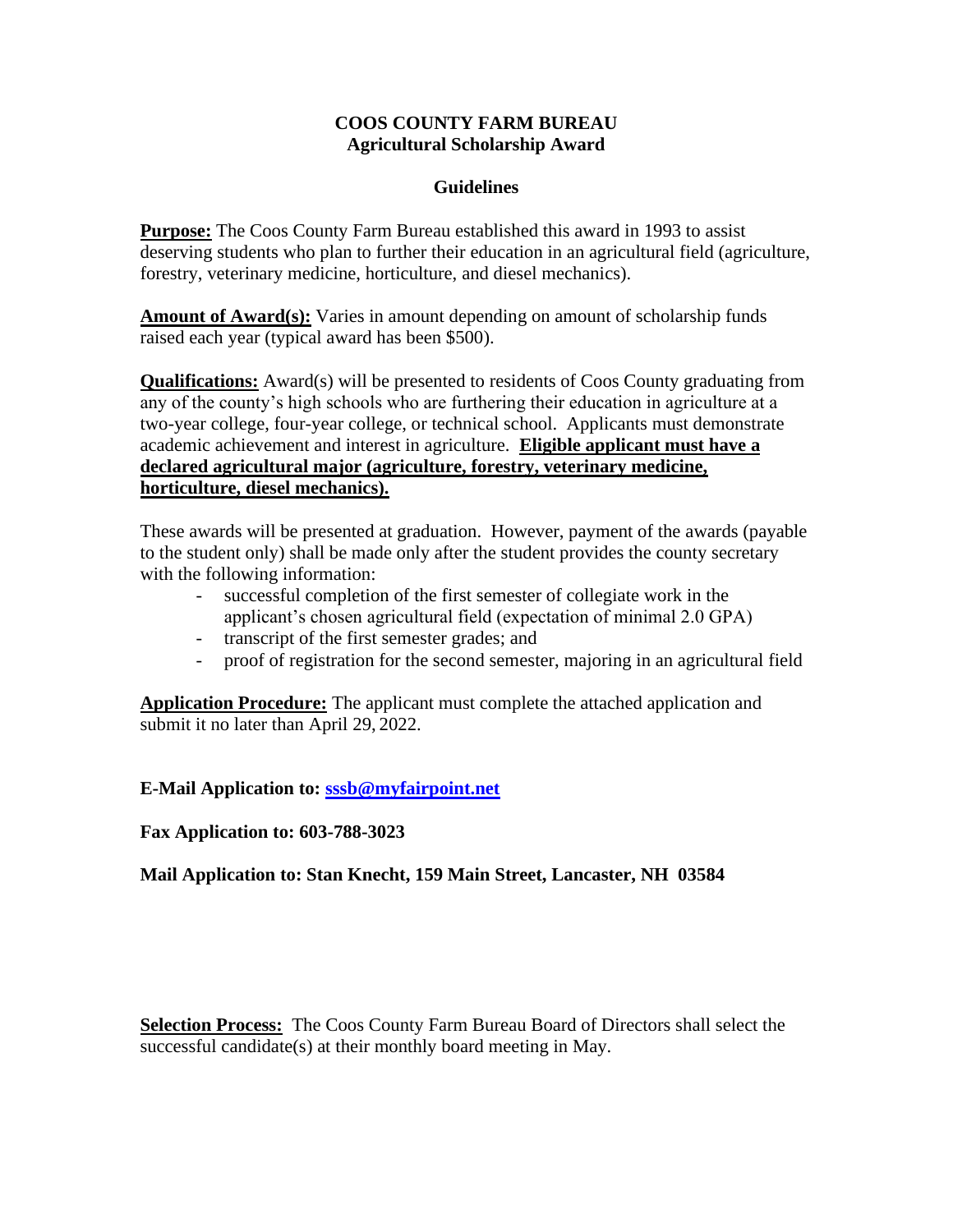# COOS COUNTY FARM BUREAU
## Agricultural Scholarship Award

### Guidelines

**Purpose:** The Coos County Farm Bureau established this award in 1993 to assist deserving students who plan to further their education in an agricultural field (agriculture, forestry, veterinary medicine, horticulture, and diesel mechanics).

**Amount of Award(s):** Varies in amount depending on amount of scholarship funds raised each year (typical award has been $500).

**Qualifications:** Award(s) will be presented to residents of Coos County graduating from any of the county's high schools who are furthering their education in agriculture at a two-year college, four-year college, or technical school. Applicants must demonstrate academic achievement and interest in agriculture. **Eligible applicant must have a declared agricultural major (agriculture, forestry, veterinary medicine, horticulture, diesel mechanics).**

These awards will be presented at graduation. However, payment of the awards (payable to the student only) shall be made only after the student provides the county secretary with the following information:

- successful completion of the first semester of collegiate work in the applicant's chosen agricultural field (expectation of minimal 2.0 GPA)
- transcript of the first semester grades; and
- proof of registration for the second semester, majoring in an agricultural field

**Application Procedure:** The applicant must complete the attached application and submit it no later than April 29, 2022.

**E-Mail Application to: sssb@myfairpoint.net**

**Fax Application to: 603-788-3023**

**Mail Application to: Stan Knecht, 159 Main Street, Lancaster, NH 03584**

**Selection Process:** The Coos County Farm Bureau Board of Directors shall select the successful candidate(s) at their monthly board meeting in May.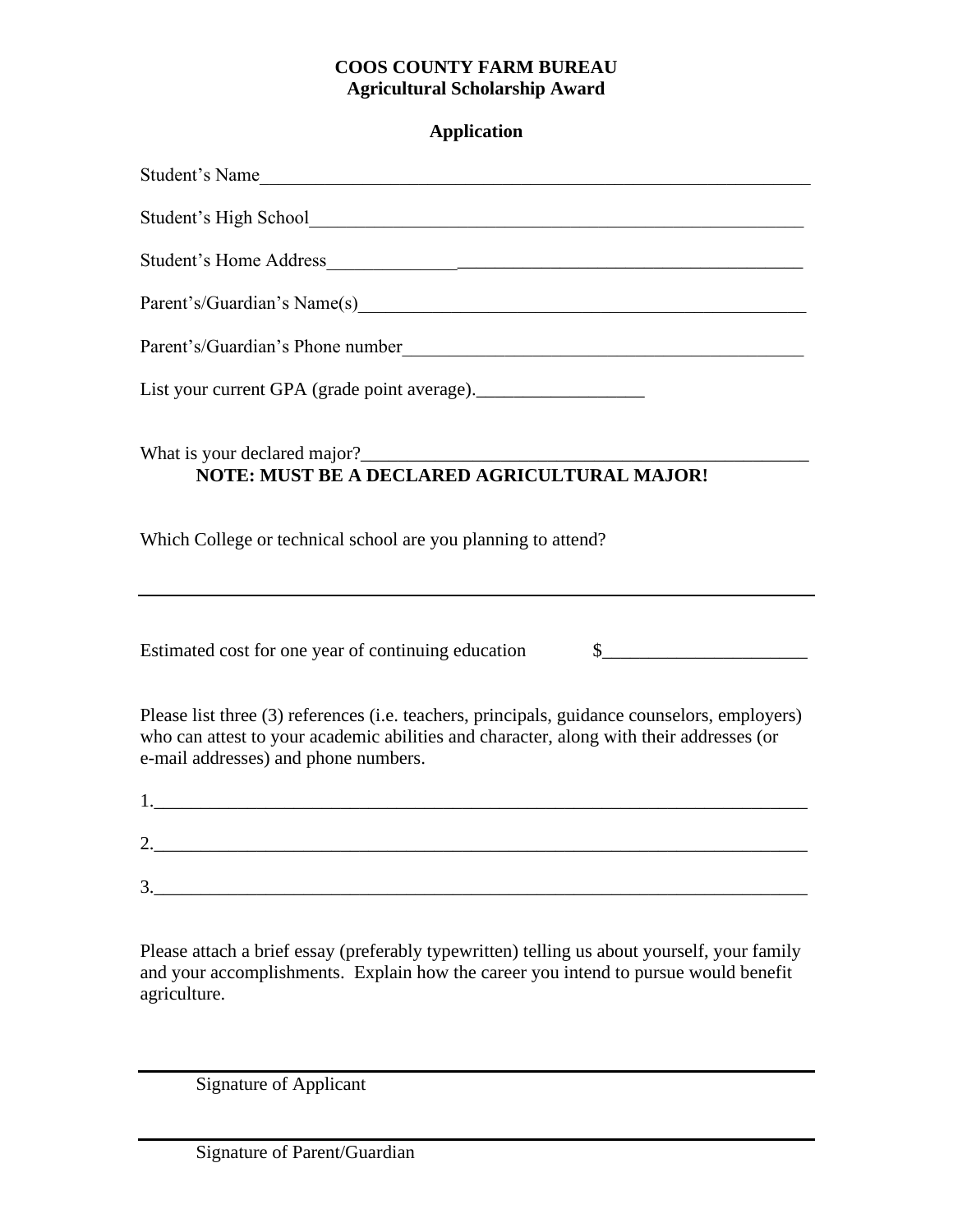**COOS COUNTY FARM BUREAU**
**Agricultural Scholarship Award**

**Application**

Student's Name_______________________________________________________________

Student's High School___________________________________________________________

Student's Home Address_________________________________________________________

Parent's/Guardian's Name(s)______________________________________________________

Parent's/Guardian's Phone number_________________________________________________

List your current GPA (grade point average).__________________

What is your declared major?______________________________________________________

**NOTE: MUST BE A DECLARED AGRICULTURAL MAJOR!**

Which College or technical school are you planning to attend?

_____________________________________________________________________________

Estimated cost for one year of continuing education $______________________

Please list three (3) references (i.e. teachers, principals, guidance counselors, employers) who can attest to your academic abilities and character, along with their addresses (or e-mail addresses) and phone numbers.

1.___________________________________________________________________________

2.___________________________________________________________________________

3.___________________________________________________________________________

Please attach a brief essay (preferably typewritten) telling us about yourself, your family and your accomplishments. Explain how the career you intend to pursue would benefit agriculture.

_____________________________________________________________________________

Signature of Applicant

_____________________________________________________________________________

Signature of Parent/Guardian